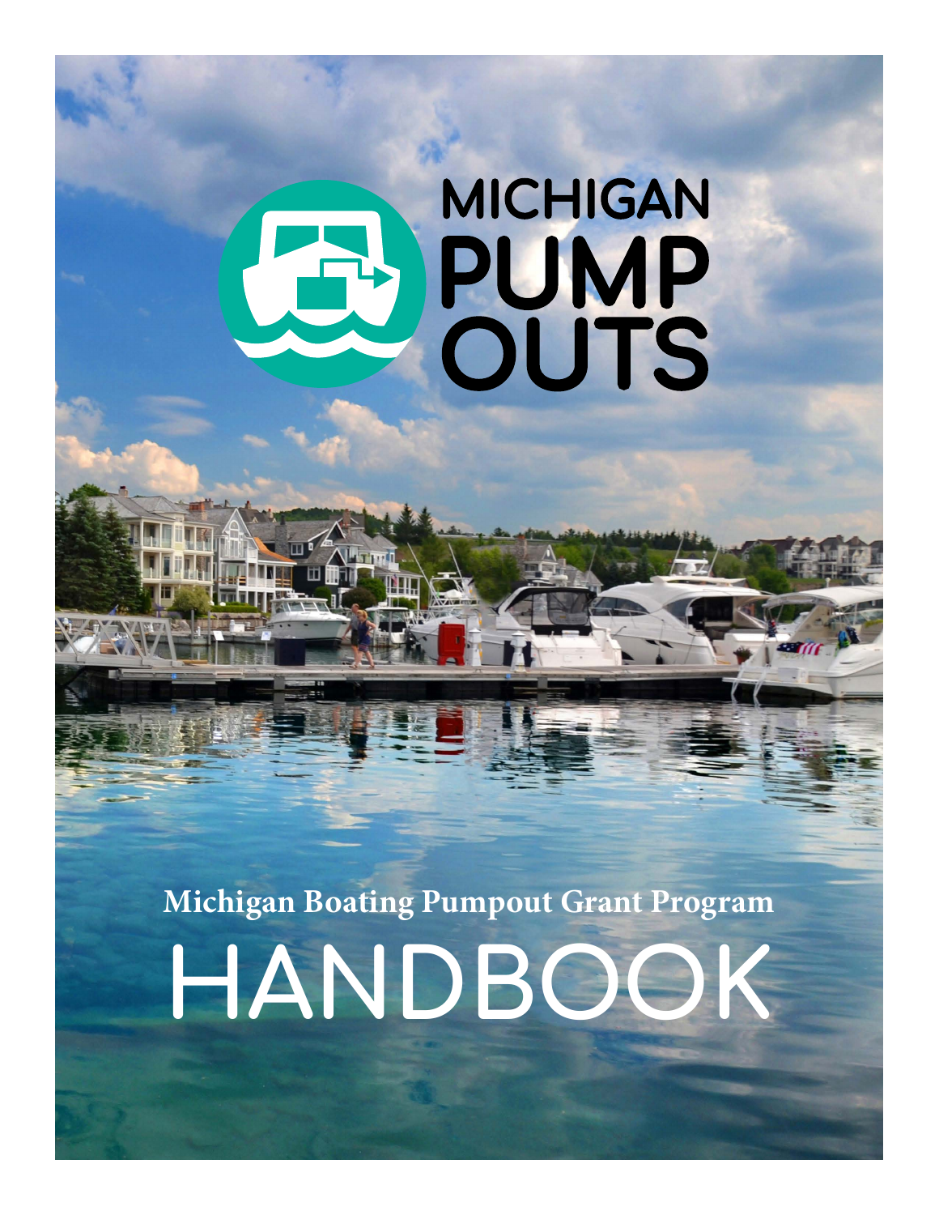# MICHIGAN PUMP OUTS

**Michigan Boating Pumpout Grant Program**

# HANDBOOK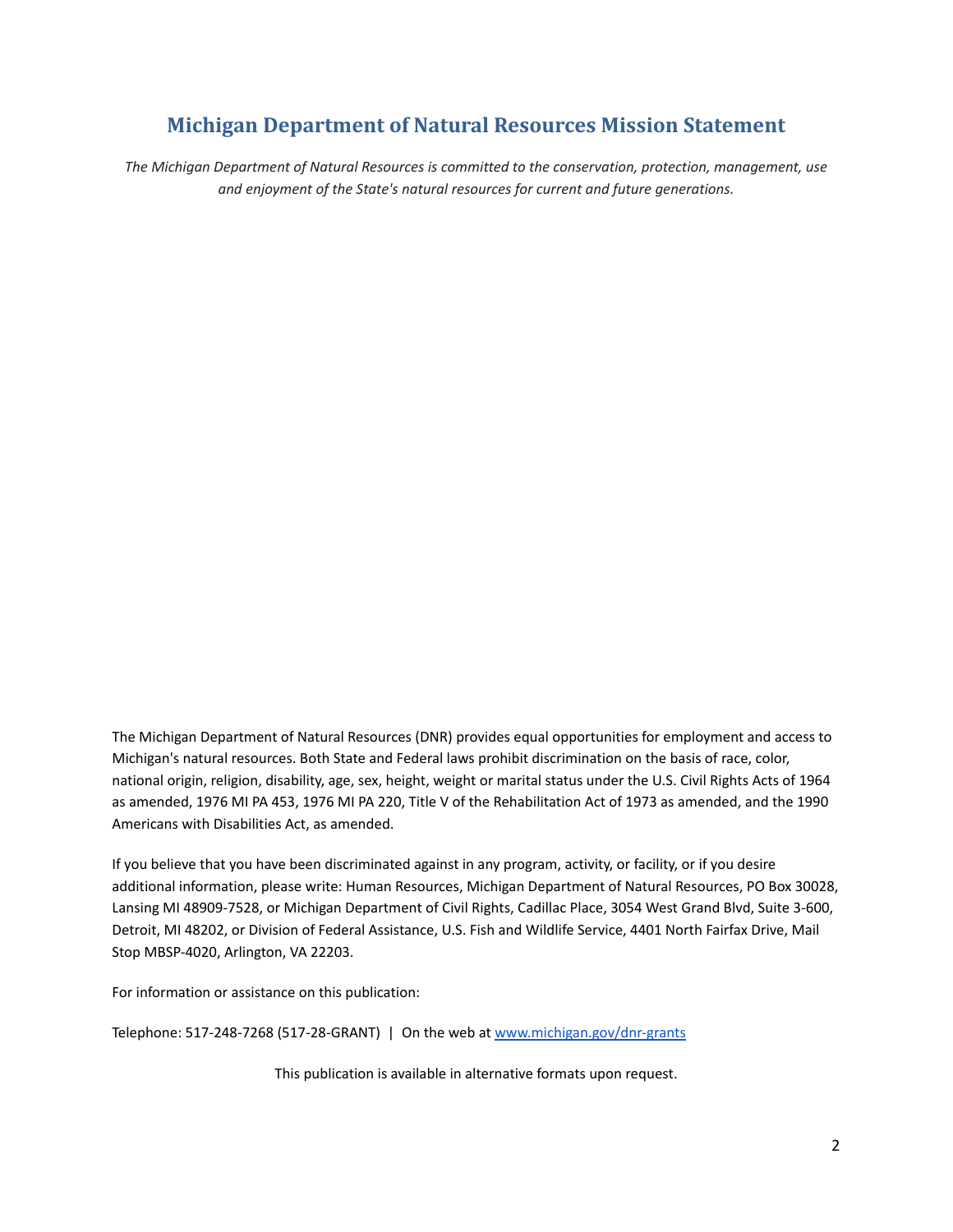## Michigan Department of Natural Resources Mission Statement

*The Michigan Department of Natural Resources is committed to the conservation, protection, management, use and enjoyment of the State's natural resources for current and future generations.*

The Michigan Department of Natural Resources (DNR) provides equal opportunities for employment and access to Michigan's natural resources. Both State and Federal laws prohibit discrimination on the basis of race, color, national origin, religion, disability, age, sex, height, weight or marital status under the U.S. Civil Rights Acts of 1964 as amended, 1976 MI PA 453, 1976 MI PA 220, Title V of the Rehabilitation Act of 1973 as amended, and the 1990 Americans with Disabilities Act, as amended.

If you believe that you have been discriminated against in any program, activity, or facility, or if you desire additional information, please write: Human Resources, Michigan Department of Natural Resources, PO Box 30028, Lansing MI 48909-7528, or Michigan Department of Civil Rights, Cadillac Place, 3054 West Grand Blvd, Suite 3-600, Detroit, MI 48202, or Division of Federal Assistance, U.S. Fish and Wildlife Service, 4401 North Fairfax Drive, Mail Stop MBSP-4020, Arlington, VA 22203.

For information or assistance on this publication:

Telephone: 517-248-7268 (517-28-GRANT) | On the web at [www.michigan.gov/dnr-grants](http://www.michigan.gov/dnr-grants)

This publication is available in alternative formats upon request.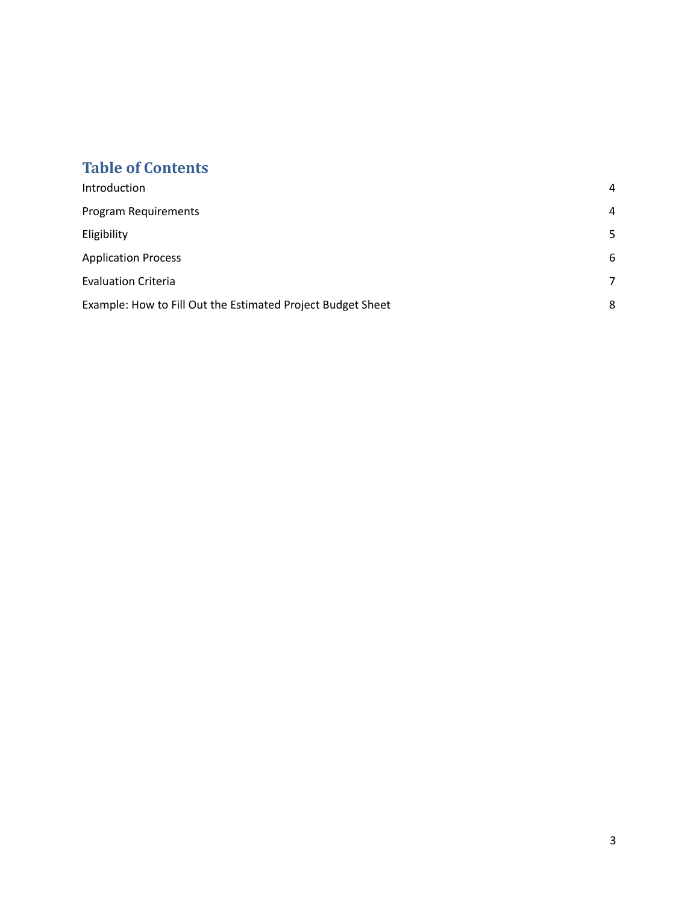## Table of Contents

| | |
|---|---|
| Introduction | 4 |
| Program Requirements | 4 |
| Eligibility | 5 |
| Application Process | 6 |
| Evaluation Criteria | 7 |
| Example: How to Fill Out the Estimated Project Budget Sheet | 8 |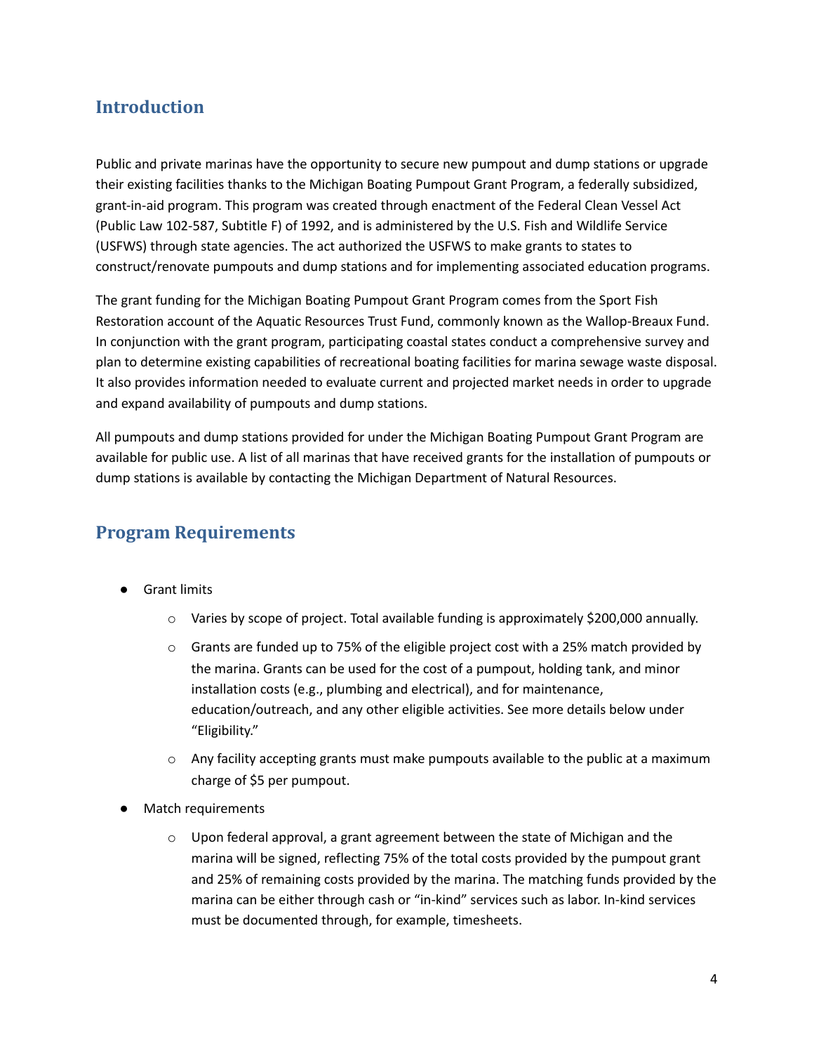## Introduction

Public and private marinas have the opportunity to secure new pumpout and dump stations or upgrade their existing facilities thanks to the Michigan Boating Pumpout Grant Program, a federally subsidized, grant-in-aid program. This program was created through enactment of the Federal Clean Vessel Act (Public Law 102-587, Subtitle F) of 1992, and is administered by the U.S. Fish and Wildlife Service (USFWS) through state agencies. The act authorized the USFWS to make grants to states to construct/renovate pumpouts and dump stations and for implementing associated education programs.

The grant funding for the Michigan Boating Pumpout Grant Program comes from the Sport Fish Restoration account of the Aquatic Resources Trust Fund, commonly known as the Wallop-Breaux Fund. In conjunction with the grant program, participating coastal states conduct a comprehensive survey and plan to determine existing capabilities of recreational boating facilities for marina sewage waste disposal. It also provides information needed to evaluate current and projected market needs in order to upgrade and expand availability of pumpouts and dump stations.

All pumpouts and dump stations provided for under the Michigan Boating Pumpout Grant Program are available for public use. A list of all marinas that have received grants for the installation of pumpouts or dump stations is available by contacting the Michigan Department of Natural Resources.

## Program Requirements

- Grant limits
  - Varies by scope of project. Total available funding is approximately $200,000 annually.
  - Grants are funded up to 75% of the eligible project cost with a 25% match provided by the marina. Grants can be used for the cost of a pumpout, holding tank, and minor installation costs (e.g., plumbing and electrical), and for maintenance, education/outreach, and any other eligible activities. See more details below under "Eligibility."
  - Any facility accepting grants must make pumpouts available to the public at a maximum charge of $5 per pumpout.
- Match requirements
  - Upon federal approval, a grant agreement between the state of Michigan and the marina will be signed, reflecting 75% of the total costs provided by the pumpout grant and 25% of remaining costs provided by the marina. The matching funds provided by the marina can be either through cash or "in-kind" services such as labor. In-kind services must be documented through, for example, timesheets.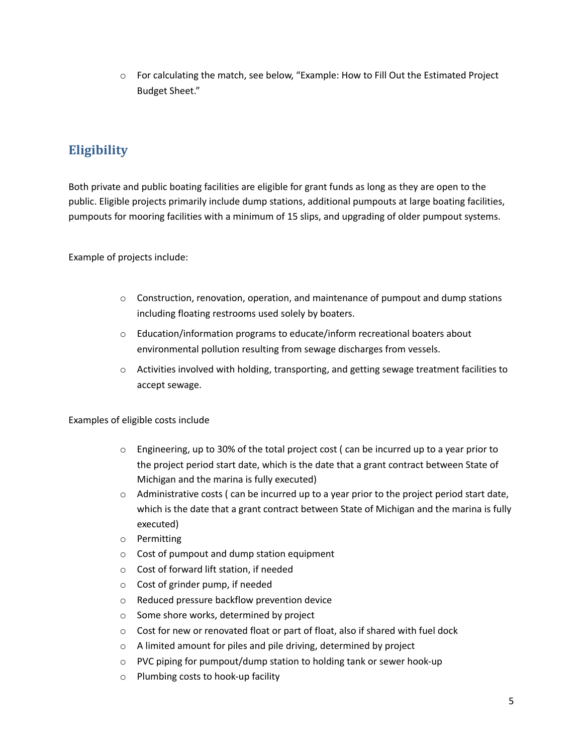- For calculating the match, see below, "Example: How to Fill Out the Estimated Project Budget Sheet."

## Eligibility

Both private and public boating facilities are eligible for grant funds as long as they are open to the public. Eligible projects primarily include dump stations, additional pumpouts at large boating facilities, pumpouts for mooring facilities with a minimum of 15 slips, and upgrading of older pumpout systems.

Example of projects include:

- Construction, renovation, operation, and maintenance of pumpout and dump stations including floating restrooms used solely by boaters.
- Education/information programs to educate/inform recreational boaters about environmental pollution resulting from sewage discharges from vessels.
- Activities involved with holding, transporting, and getting sewage treatment facilities to accept sewage.

Examples of eligible costs include

- Engineering, up to 30% of the total project cost ( can be incurred up to a year prior to the project period start date, which is the date that a grant contract between State of Michigan and the marina is fully executed)
- Administrative costs ( can be incurred up to a year prior to the project period start date, which is the date that a grant contract between State of Michigan and the marina is fully executed)
- Permitting
- Cost of pumpout and dump station equipment
- Cost of forward lift station, if needed
- Cost of grinder pump, if needed
- Reduced pressure backflow prevention device
- Some shore works, determined by project
- Cost for new or renovated float or part of float, also if shared with fuel dock
- A limited amount for piles and pile driving, determined by project
- PVC piping for pumpout/dump station to holding tank or sewer hook-up
- Plumbing costs to hook-up facility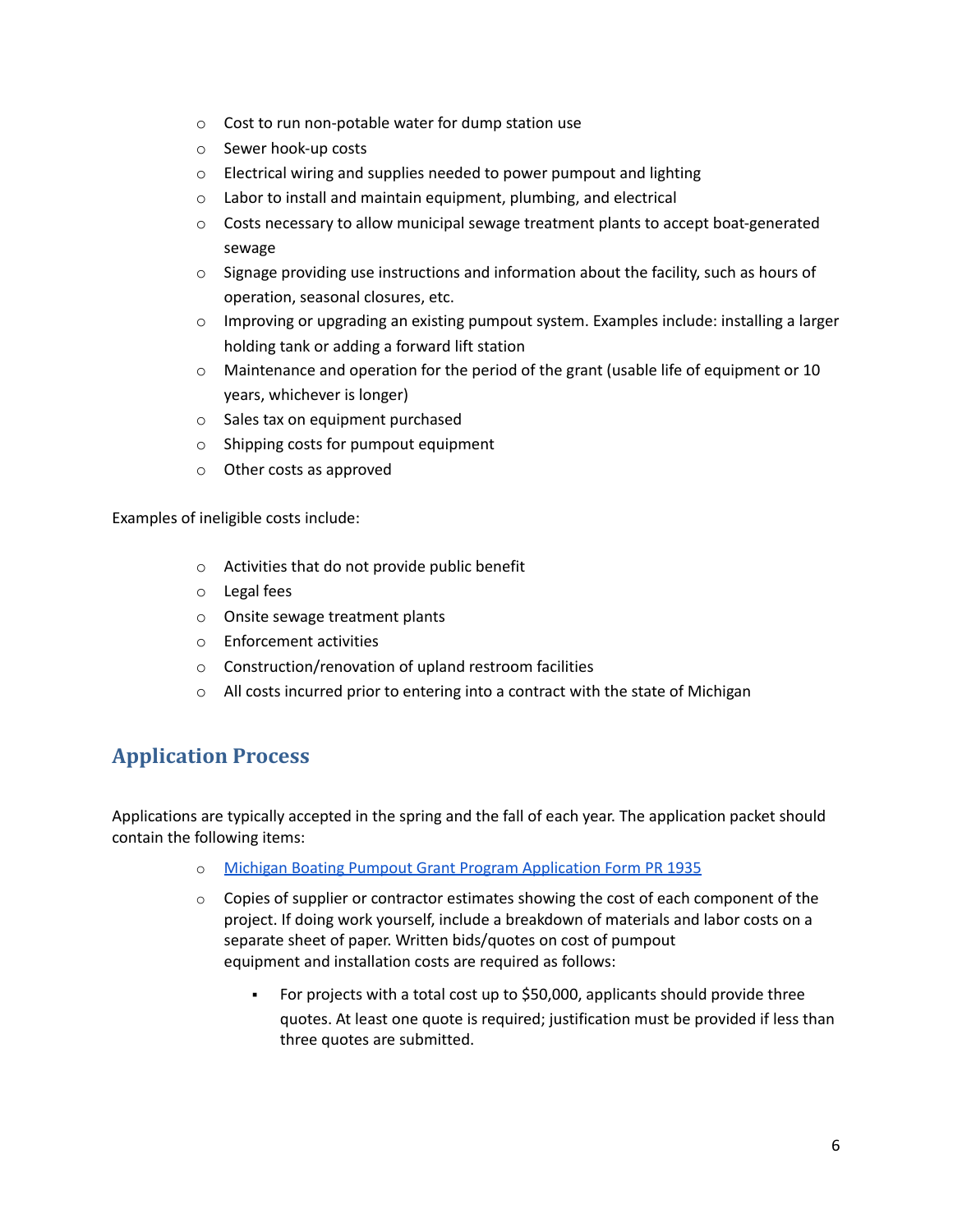- Cost to run non-potable water for dump station use
- Sewer hook-up costs
- Electrical wiring and supplies needed to power pumpout and lighting
- Labor to install and maintain equipment, plumbing, and electrical
- Costs necessary to allow municipal sewage treatment plants to accept boat-generated sewage
- Signage providing use instructions and information about the facility, such as hours of operation, seasonal closures, etc.
- Improving or upgrading an existing pumpout system. Examples include: installing a larger holding tank or adding a forward lift station
- Maintenance and operation for the period of the grant (usable life of equipment or 10 years, whichever is longer)
- Sales tax on equipment purchased
- Shipping costs for pumpout equipment
- Other costs as approved

Examples of ineligible costs include:

- Activities that do not provide public benefit
- Legal fees
- Onsite sewage treatment plants
- Enforcement activities
- Construction/renovation of upland restroom facilities
- All costs incurred prior to entering into a contract with the state of Michigan

## Application Process

Applications are typically accepted in the spring and the fall of each year. The application packet should contain the following items:

- Michigan Boating Pumpout Grant Program Application Form PR 1935
- Copies of supplier or contractor estimates showing the cost of each component of the project. If doing work yourself, include a breakdown of materials and labor costs on a separate sheet of paper. Written bids/quotes on cost of pumpout equipment and installation costs are required as follows:
  - For projects with a total cost up to $50,000, applicants should provide three quotes. At least one quote is required; justification must be provided if less than three quotes are submitted.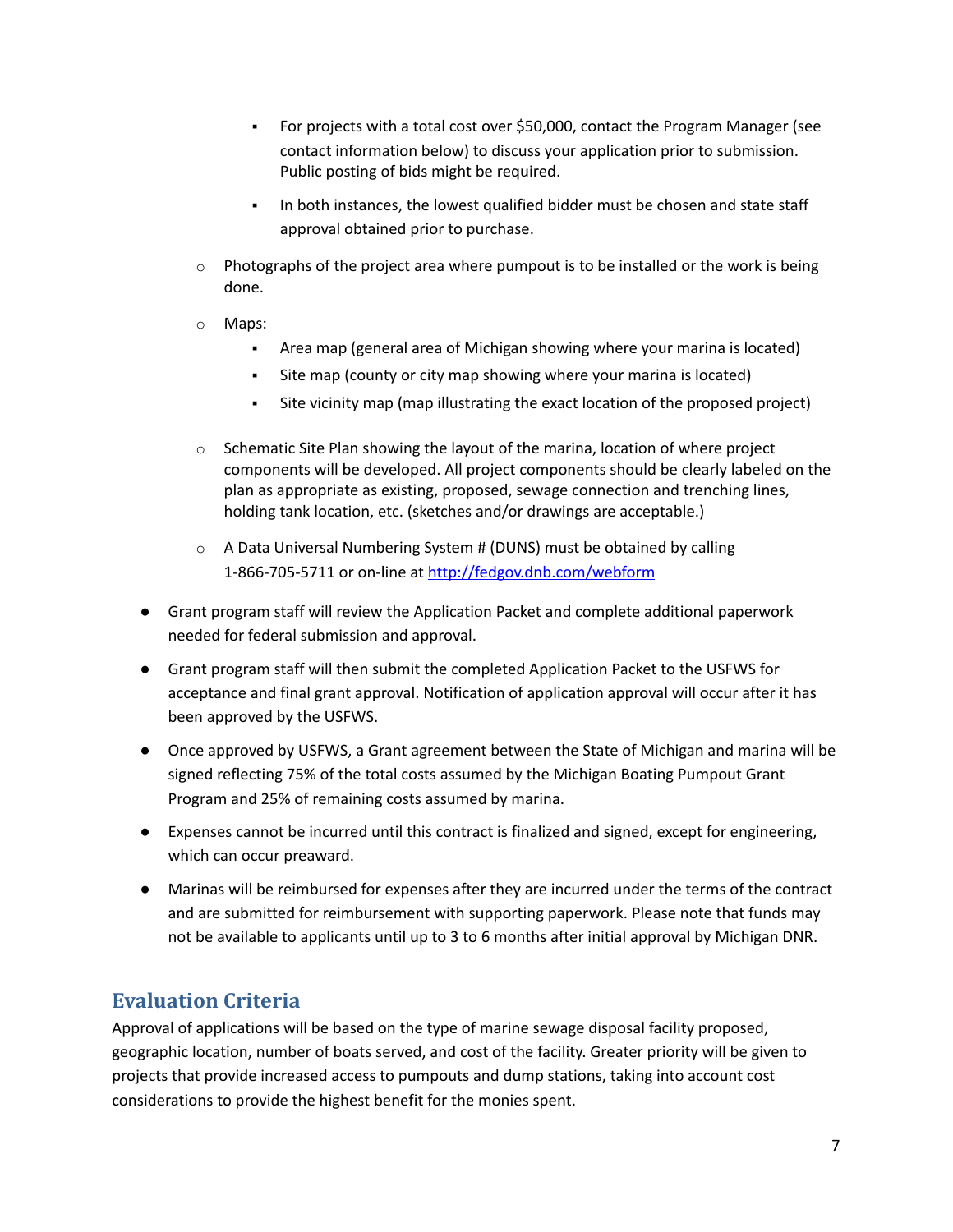- For projects with a total cost over $50,000, contact the Program Manager (see contact information below) to discuss your application prior to submission. Public posting of bids might be required.
        - In both instances, the lowest qualified bidder must be chosen and state staff approval obtained prior to purchase.
    - Photographs of the project area where pumpout is to be installed or the work is being done.
    - Maps:
        - Area map (general area of Michigan showing where your marina is located)
        - Site map (county or city map showing where your marina is located)
        - Site vicinity map (map illustrating the exact location of the proposed project)
    - Schematic Site Plan showing the layout of the marina, location of where project components will be developed. All project components should be clearly labeled on the plan as appropriate as existing, proposed, sewage connection and trenching lines, holding tank location, etc. (sketches and/or drawings are acceptable.)
    - A Data Universal Numbering System # (DUNS) must be obtained by calling 1-866-705-5711 or on-line at [http://fedgov.dnb.com/webform](http://fedgov.dnb.com/webform)
- Grant program staff will review the Application Packet and complete additional paperwork needed for federal submission and approval.
- Grant program staff will then submit the completed Application Packet to the USFWS for acceptance and final grant approval. Notification of application approval will occur after it has been approved by the USFWS.
- Once approved by USFWS, a Grant agreement between the State of Michigan and marina will be signed reflecting 75% of the total costs assumed by the Michigan Boating Pumpout Grant Program and 25% of remaining costs assumed by marina.
- Expenses cannot be incurred until this contract is finalized and signed, except for engineering, which can occur preaward.
- Marinas will be reimbursed for expenses after they are incurred under the terms of the contract and are submitted for reimbursement with supporting paperwork. Please note that funds may not be available to applicants until up to 3 to 6 months after initial approval by Michigan DNR.

## Evaluation Criteria

Approval of applications will be based on the type of marine sewage disposal facility proposed, geographic location, number of boats served, and cost of the facility. Greater priority will be given to projects that provide increased access to pumpouts and dump stations, taking into account cost considerations to provide the highest benefit for the monies spent.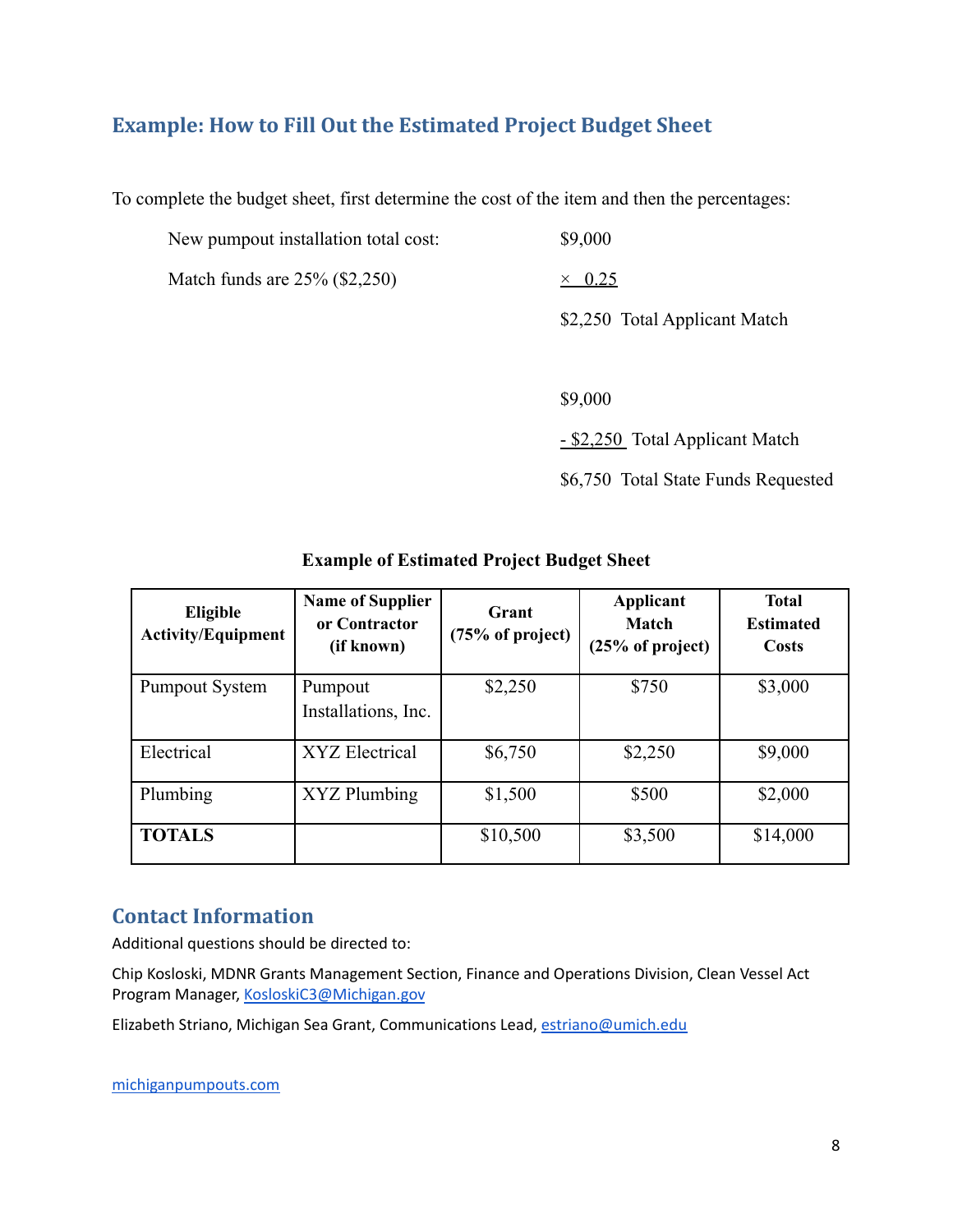## Example: How to Fill Out the Estimated Project Budget Sheet

To complete the budget sheet, first determine the cost of the item and then the percentages:

New pumpout installation total cost: $9,000

Match funds are 25% ($2,250) × 0.25

$2,250 Total Applicant Match

$9,000

- $2,250 Total Applicant Match

$6,750 Total State Funds Requested

**Example of Estimated Project Budget Sheet**

| Eligible Activity/Equipment | Name of Supplier or Contractor (if known) | Grant (75% of project) | Applicant Match (25% of project) | Total Estimated Costs |
|---|---|---|---|---|
| Pumpout System | Pumpout Installations, Inc. | $2,250 | $750 | $3,000 |
| Electrical | XYZ Electrical | $6,750 | $2,250 | $9,000 |
| Plumbing | XYZ Plumbing | $1,500 | $500 | $2,000 |
| **TOTALS** | | $10,500 | $3,500 | $14,000 |

## Contact Information

Additional questions should be directed to:

Chip Kosloski, MDNR Grants Management Section, Finance and Operations Division, Clean Vessel Act Program Manager, KosloskiC3@Michigan.gov

Elizabeth Striano, Michigan Sea Grant, Communications Lead, estriano@umich.edu

michiganpumpouts.com